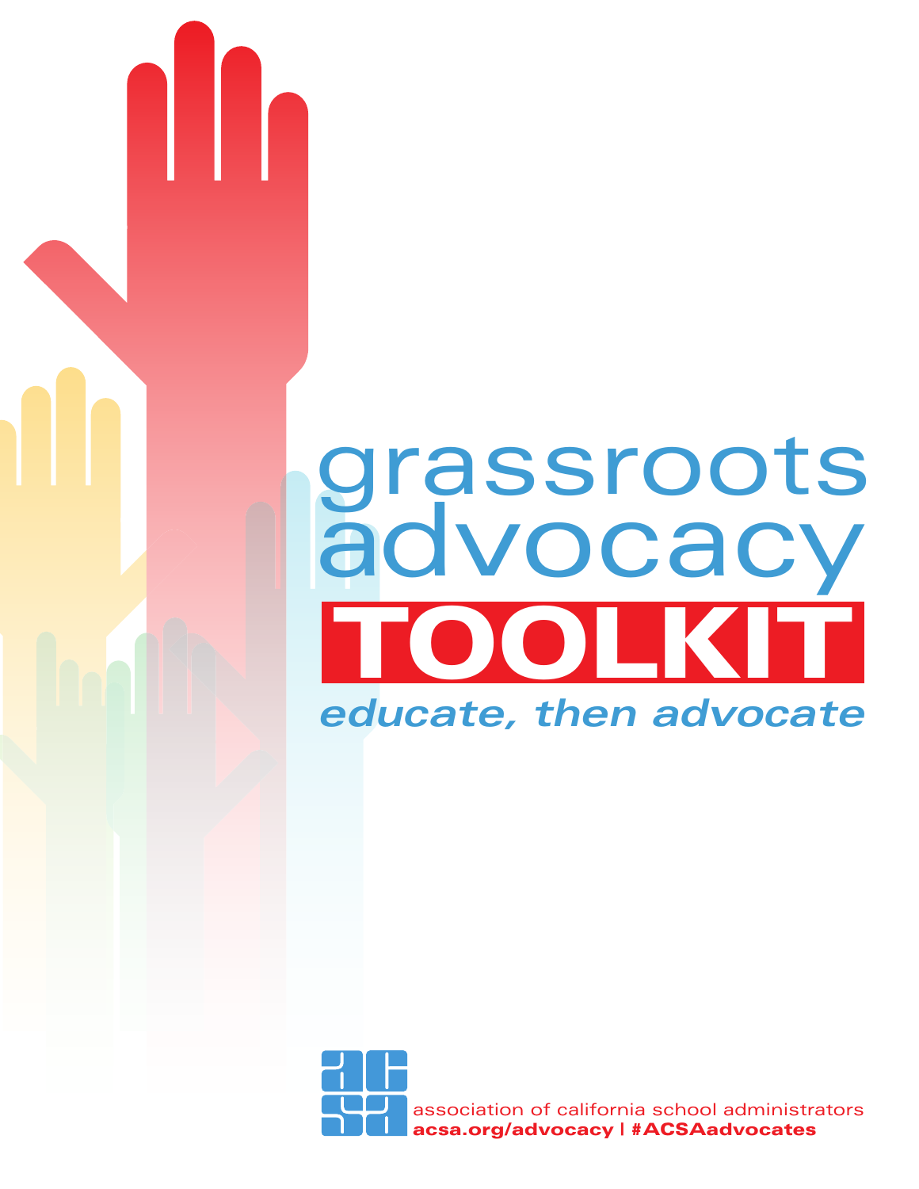# grassroots advocacy TOOLKIT

*educate, then advocate*

association of california school administrators

**acsa.org/advocacy | #ACSAadvocates**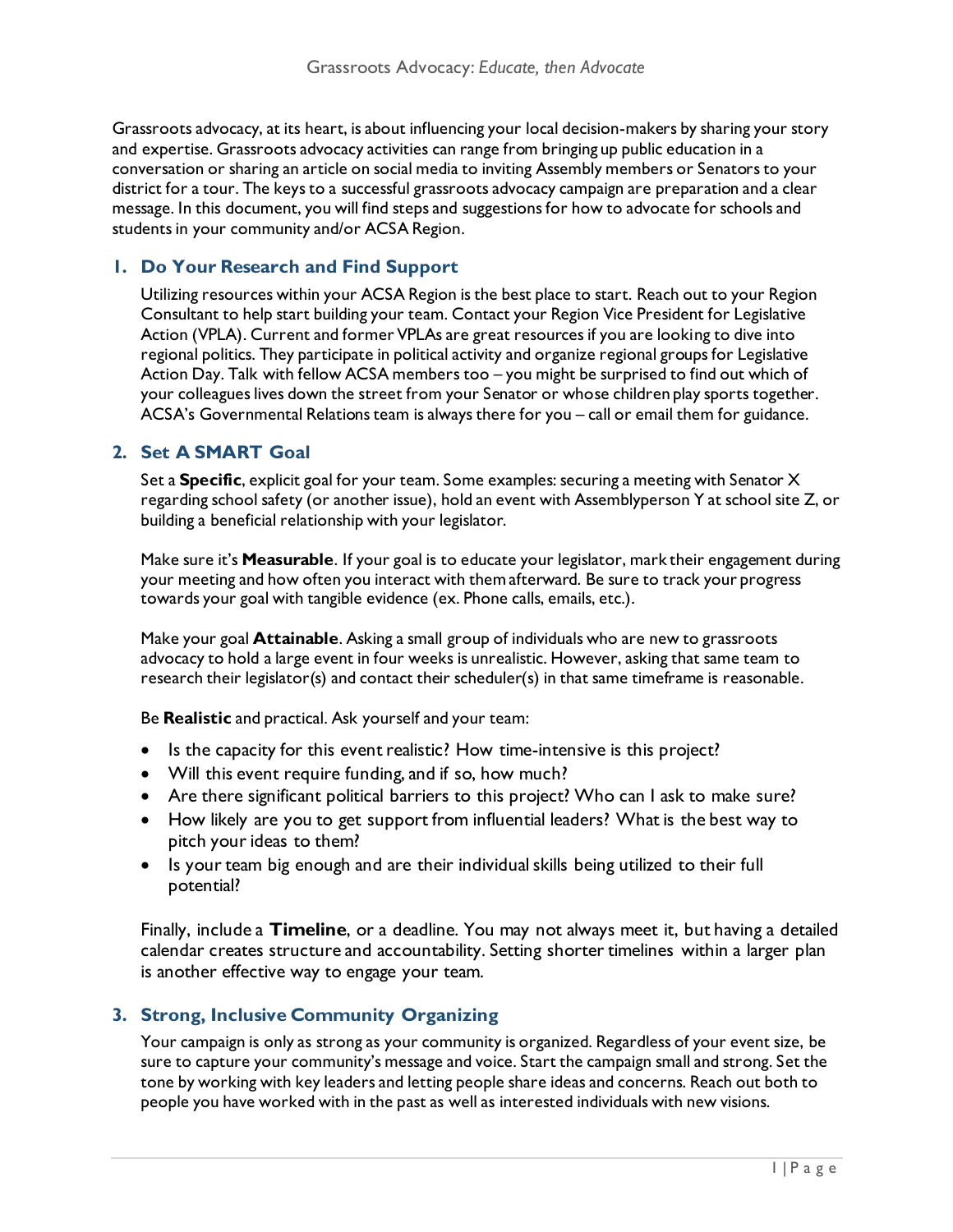Grassroots advocacy, at its heart, is about influencing your local decision-makers by sharing your story and expertise. Grassroots advocacy activities can range from bringing up public education in a conversation or sharing an article on social media to inviting Assembly members or Senators to your district for a tour. The keys to a successful grassroots advocacy campaign are preparation and a clear message. In this document, you will find steps and suggestions for how to advocate for schools and students in your community and/or ACSA Region.

## 1. Do Your Research and Find Support

Utilizing resources within your ACSA Region is the best place to start. Reach out to your Region Consultant to help start building your team. Contact your Region Vice President for Legislative Action (VPLA). Current and former VPLAs are great resources if you are looking to dive into regional politics. They participate in political activity and organize regional groups for Legislative Action Day. Talk with fellow ACSA members too – you might be surprised to find out which of your colleagues lives down the street from your Senator or whose children play sports together. ACSA's Governmental Relations team is always there for you – call or email them for guidance.

## 2. Set A SMART Goal

Set a **Specific**, explicit goal for your team. Some examples: securing a meeting with Senator X regarding school safety (or another issue), hold an event with Assemblyperson Y at school site Z, or building a beneficial relationship with your legislator.

Make sure it's **Measurable**. If your goal is to educate your legislator, mark their engagement during your meeting and how often you interact with them afterward. Be sure to track your progress towards your goal with tangible evidence (ex. Phone calls, emails, etc.).

Make your goal **Attainable**. Asking a small group of individuals who are new to grassroots advocacy to hold a large event in four weeks is unrealistic. However, asking that same team to research their legislator(s) and contact their scheduler(s) in that same timeframe is reasonable.

Be **Realistic** and practical. Ask yourself and your team:

- Is the capacity for this event realistic? How time-intensive is this project?
- Will this event require funding, and if so, how much?
- Are there significant political barriers to this project? Who can I ask to make sure?
- How likely are you to get support from influential leaders? What is the best way to pitch your ideas to them?
- Is your team big enough and are their individual skills being utilized to their full potential?

Finally, include a **Timeline**, or a deadline. You may not always meet it, but having a detailed calendar creates structure and accountability. Setting shorter timelines within a larger plan is another effective way to engage your team.

## 3. Strong, Inclusive Community Organizing

Your campaign is only as strong as your community is organized. Regardless of your event size, be sure to capture your community's message and voice. Start the campaign small and strong. Set the tone by working with key leaders and letting people share ideas and concerns. Reach out both to people you have worked with in the past as well as interested individuals with new visions.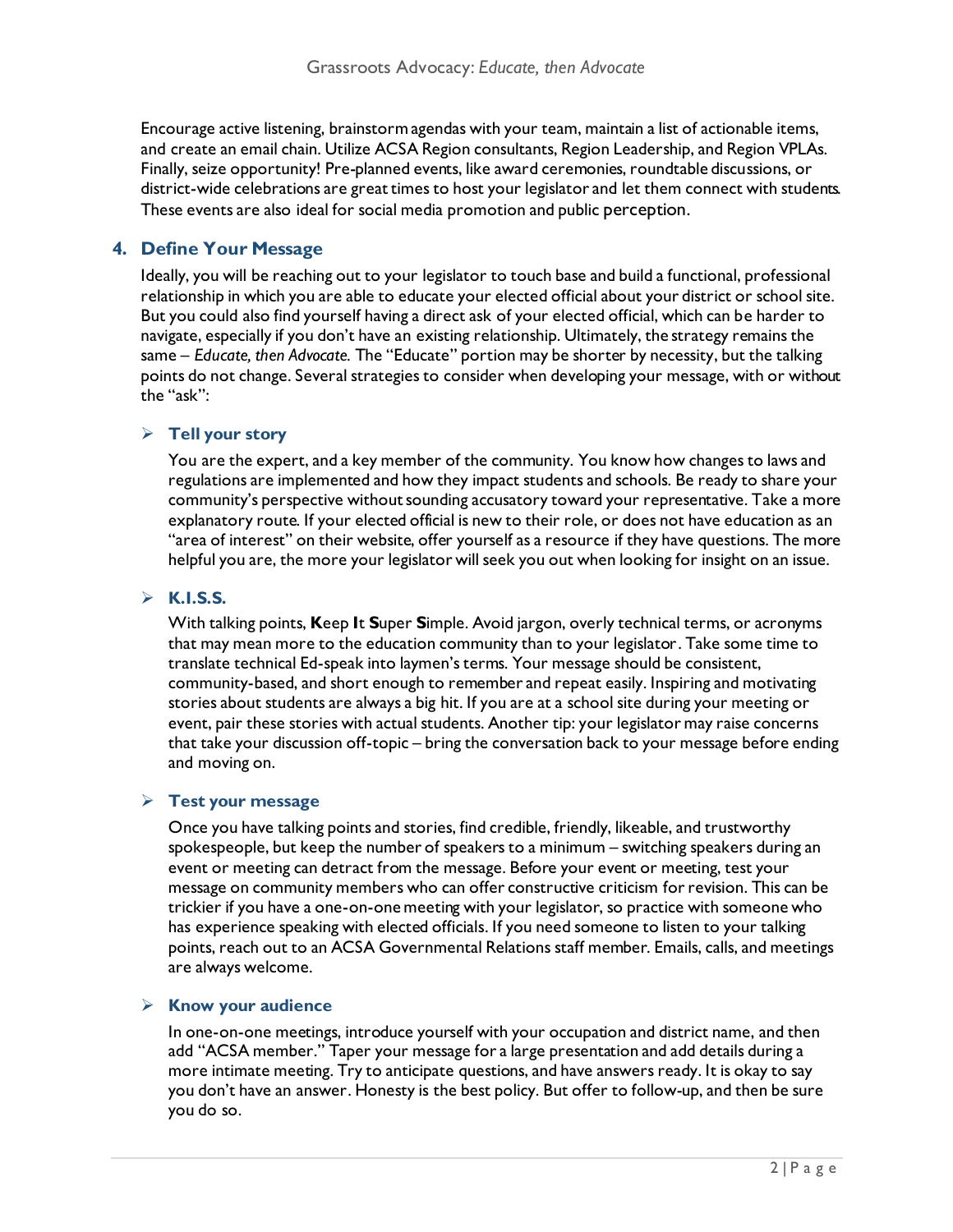Encourage active listening, brainstorm agendas with your team, maintain a list of actionable items, and create an email chain. Utilize ACSA Region consultants, Region Leadership, and Region VPLAs. Finally, seize opportunity! Pre-planned events, like award ceremonies, roundtable discussions, or district-wide celebrations are great times to host your legislator and let them connect with students. These events are also ideal for social media promotion and public perception.

## 4. Define Your Message

Ideally, you will be reaching out to your legislator to touch base and build a functional, professional relationship in which you are able to educate your elected official about your district or school site. But you could also find yourself having a direct ask of your elected official, which can be harder to navigate, especially if you don't have an existing relationship. Ultimately, the strategy remains the same – *Educate, then Advocate.* The "Educate" portion may be shorter by necessity, but the talking points do not change. Several strategies to consider when developing your message, with or without the "ask":

### ➢ Tell your story

You are the expert, and a key member of the community. You know how changes to laws and regulations are implemented and how they impact students and schools. Be ready to share your community's perspective without sounding accusatory toward your representative. Take a more explanatory route. If your elected official is new to their role, or does not have education as an "area of interest" on their website, offer yourself as a resource if they have questions. The more helpful you are, the more your legislator will seek you out when looking for insight on an issue.

### ➢ K.I.S.S.

With talking points, **K**eep **I**t **S**uper **S**imple. Avoid jargon, overly technical terms, or acronyms that may mean more to the education community than to your legislator. Take some time to translate technical Ed-speak into laymen's terms. Your message should be consistent, community-based, and short enough to remember and repeat easily. Inspiring and motivating stories about students are always a big hit. If you are at a school site during your meeting or event, pair these stories with actual students. Another tip: your legislator may raise concerns that take your discussion off-topic – bring the conversation back to your message before ending and moving on.

### ➢ Test your message

Once you have talking points and stories, find credible, friendly, likeable, and trustworthy spokespeople, but keep the number of speakers to a minimum – switching speakers during an event or meeting can detract from the message. Before your event or meeting, test your message on community members who can offer constructive criticism for revision. This can be trickier if you have a one-on-one meeting with your legislator, so practice with someone who has experience speaking with elected officials. If you need someone to listen to your talking points, reach out to an ACSA Governmental Relations staff member. Emails, calls, and meetings are always welcome.

### ➢ Know your audience

In one-on-one meetings, introduce yourself with your occupation and district name, and then add "ACSA member." Taper your message for a large presentation and add details during a more intimate meeting. Try to anticipate questions, and have answers ready. It is okay to say you don't have an answer. Honesty is the best policy. But offer to follow-up, and then be sure you do so.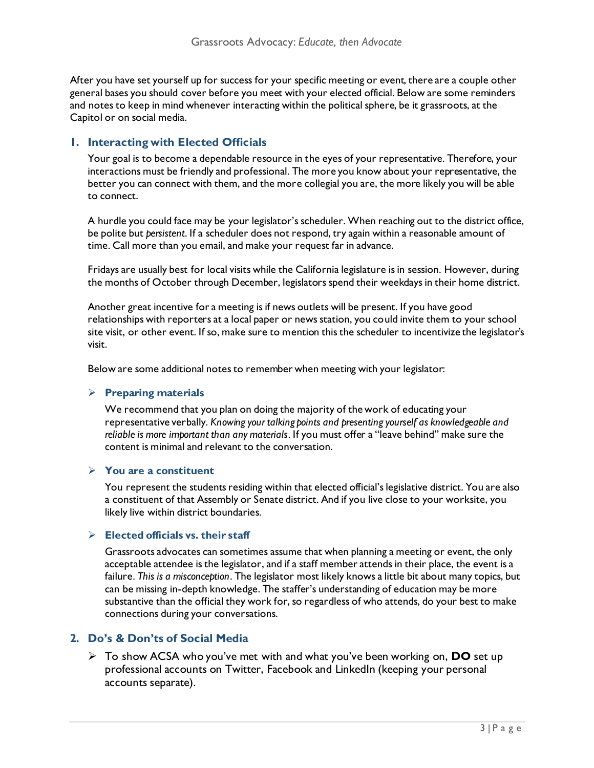After you have set yourself up for success for your specific meeting or event, there are a couple other general bases you should cover before you meet with your elected official. Below are some reminders and notes to keep in mind whenever interacting within the political sphere, be it grassroots, at the Capitol or on social media.

## 1. Interacting with Elected Officials

Your goal is to become a dependable resource in the eyes of your representative. Therefore, your interactions must be friendly and professional. The more you know about your representative, the better you can connect with them, and the more collegial you are, the more likely you will be able to connect.

A hurdle you could face may be your legislator's scheduler. When reaching out to the district office, be polite but *persistent*. If a scheduler does not respond, try again within a reasonable amount of time. Call more than you email, and make your request far in advance.

Fridays are usually best for local visits while the California legislature is in session. However, during the months of October through December, legislators spend their weekdays in their home district.

Another great incentive for a meeting is if news outlets will be present. If you have good relationships with reporters at a local paper or news station, you could invite them to your school site visit, or other event. If so, make sure to mention this the scheduler to incentivize the legislator's visit.

Below are some additional notes to remember when meeting with your legislator:

### Preparing materials

We recommend that you plan on doing the majority of the work of educating your representative verbally. *Knowing your talking points and presenting yourself as knowledgeable and reliable is more important than any materials*. If you must offer a "leave behind" make sure the content is minimal and relevant to the conversation.

### You are a constituent

You represent the students residing within that elected official's legislative district. You are also a constituent of that Assembly or Senate district. And if you live close to your worksite, you likely live within district boundaries.

### Elected officials vs. their staff

Grassroots advocates can sometimes assume that when planning a meeting or event, the only acceptable attendee is the legislator, and if a staff member attends in their place, the event is a failure. *This is a misconception*. The legislator most likely knows a little bit about many topics, but can be missing in-depth knowledge. The staffer's understanding of education may be more substantive than the official they work for, so regardless of who attends, do your best to make connections during your conversations.

## 2. Do's & Don'ts of Social Media

- To show ACSA who you've met with and what you've been working on, **DO** set up professional accounts on Twitter, Facebook and LinkedIn (keeping your personal accounts separate).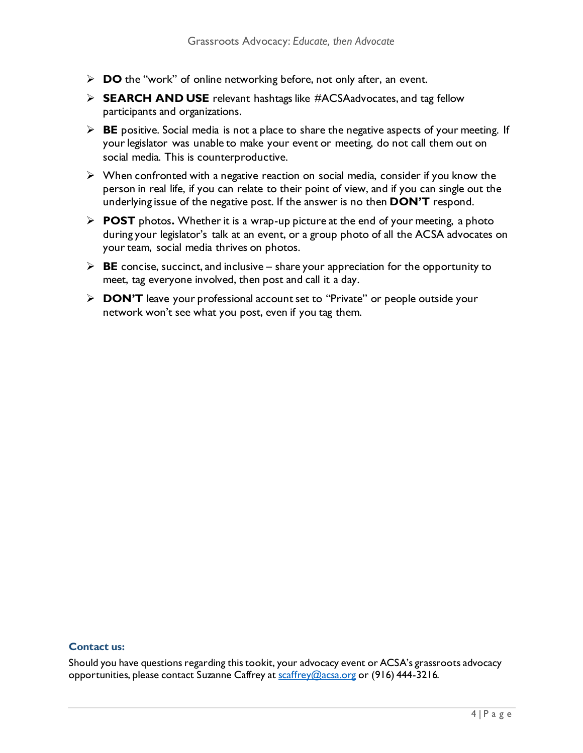- **DO** the "work" of online networking before, not only after, an event.
- **SEARCH AND USE** relevant hashtags like #ACSAadvocates, and tag fellow participants and organizations.
- **BE** positive. Social media is not a place to share the negative aspects of your meeting. If your legislator was unable to make your event or meeting, do not call them out on social media. This is counterproductive.
- When confronted with a negative reaction on social media, consider if you know the person in real life, if you can relate to their point of view, and if you can single out the underlying issue of the negative post. If the answer is no then **DON'T** respond.
- **POST** photos**.** Whether it is a wrap-up picture at the end of your meeting, a photo during your legislator's talk at an event, or a group photo of all the ACSA advocates on your team, social media thrives on photos.
- **BE** concise, succinct, and inclusive – share your appreciation for the opportunity to meet, tag everyone involved, then post and call it a day.
- **DON'T** leave your professional account set to "Private" or people outside your network won't see what you post, even if you tag them.

### Contact us:

Should you have questions regarding this tookit, your advocacy event or ACSA's grassroots advocacy opportunities, please contact Suzanne Caffrey at scaffrey@acsa.org or (916) 444-3216.